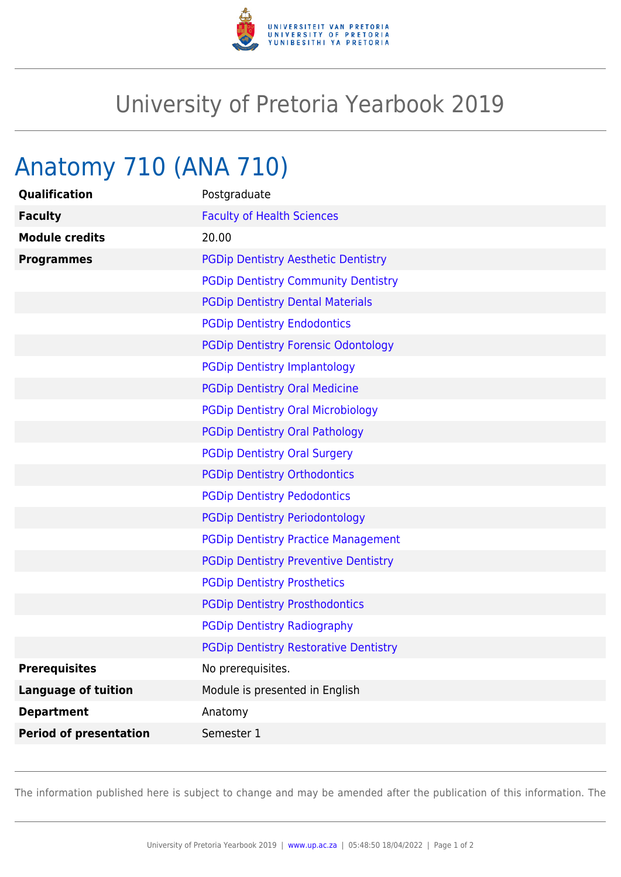# University of Pretoria Yearbook 2019

## Anatomy 710 (ANA 710)

| | |
|---|---|
| **Qualification** | Postgraduate |
| **Faculty** | Faculty of Health Sciences |
| **Module credits** | 20.00 |
| **Programmes** | PGDip Dentistry Aesthetic Dentistry |
| | PGDip Dentistry Community Dentistry |
| | PGDip Dentistry Dental Materials |
| | PGDip Dentistry Endodontics |
| | PGDip Dentistry Forensic Odontology |
| | PGDip Dentistry Implantology |
| | PGDip Dentistry Oral Medicine |
| | PGDip Dentistry Oral Microbiology |
| | PGDip Dentistry Oral Pathology |
| | PGDip Dentistry Oral Surgery |
| | PGDip Dentistry Orthodontics |
| | PGDip Dentistry Pedodontics |
| | PGDip Dentistry Periodontology |
| | PGDip Dentistry Practice Management |
| | PGDip Dentistry Preventive Dentistry |
| | PGDip Dentistry Prosthetics |
| | PGDip Dentistry Prosthodontics |
| | PGDip Dentistry Radiography |
| | PGDip Dentistry Restorative Dentistry |
| **Prerequisites** | No prerequisites. |
| **Language of tuition** | Module is presented in English |
| **Department** | Anatomy |
| **Period of presentation** | Semester 1 |

The information published here is subject to change and may be amended after the publication of this information. The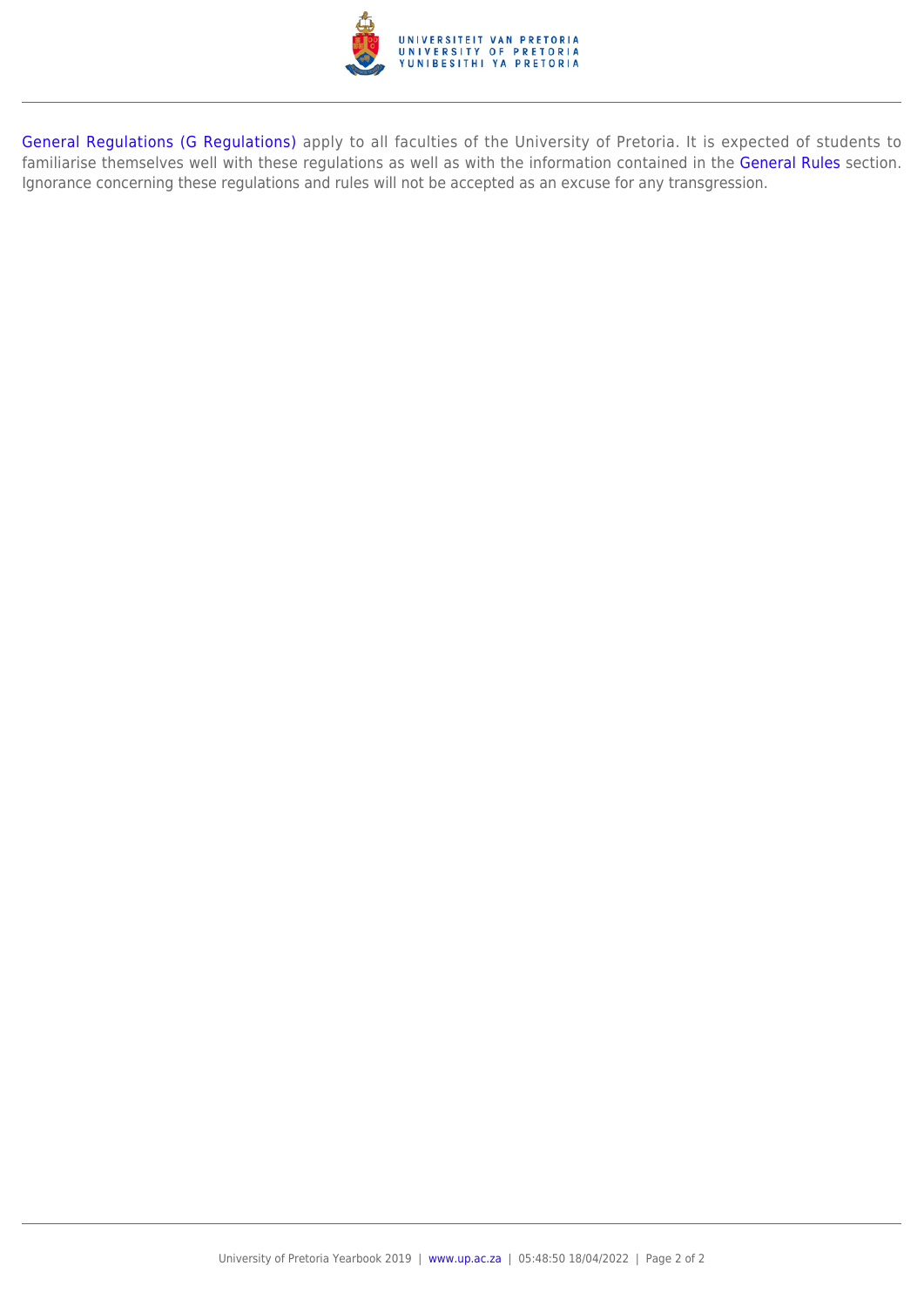General Regulations (G Regulations) apply to all faculties of the University of Pretoria. It is expected of students to familiarise themselves well with these regulations as well as with the information contained in the General Rules section. Ignorance concerning these regulations and rules will not be accepted as an excuse for any transgression.